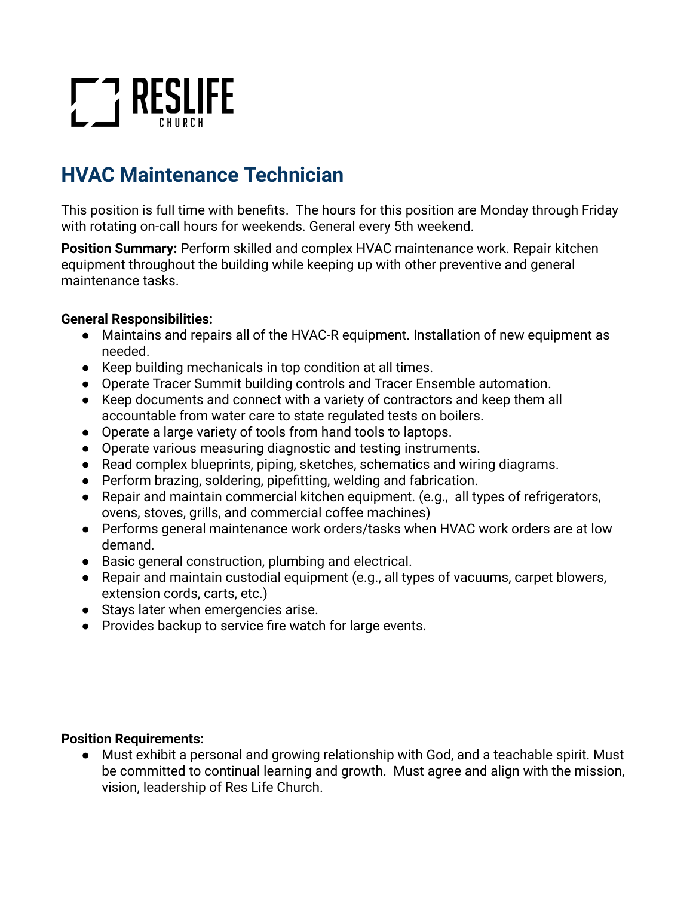RESLIFE CHURCH

## HVAC Maintenance Technician

This position is full time with benefits. The hours for this position are Monday through Friday with rotating on-call hours for weekends. General every 5th weekend.

**Position Summary:** Perform skilled and complex HVAC maintenance work. Repair kitchen equipment throughout the building while keeping up with other preventive and general maintenance tasks.

**General Responsibilities:**

- Maintains and repairs all of the HVAC-R equipment. Installation of new equipment as needed.
- Keep building mechanicals in top condition at all times.
- Operate Tracer Summit building controls and Tracer Ensemble automation.
- Keep documents and connect with a variety of contractors and keep them all accountable from water care to state regulated tests on boilers.
- Operate a large variety of tools from hand tools to laptops.
- Operate various measuring diagnostic and testing instruments.
- Read complex blueprints, piping, sketches, schematics and wiring diagrams.
- Perform brazing, soldering, pipefitting, welding and fabrication.
- Repair and maintain commercial kitchen equipment. (e.g., all types of refrigerators, ovens, stoves, grills, and commercial coffee machines)
- Performs general maintenance work orders/tasks when HVAC work orders are at low demand.
- Basic general construction, plumbing and electrical.
- Repair and maintain custodial equipment (e.g., all types of vacuums, carpet blowers, extension cords, carts, etc.)
- Stays later when emergencies arise.
- Provides backup to service fire watch for large events.

**Position Requirements:**

- Must exhibit a personal and growing relationship with God, and a teachable spirit. Must be committed to continual learning and growth. Must agree and align with the mission, vision, leadership of Res Life Church.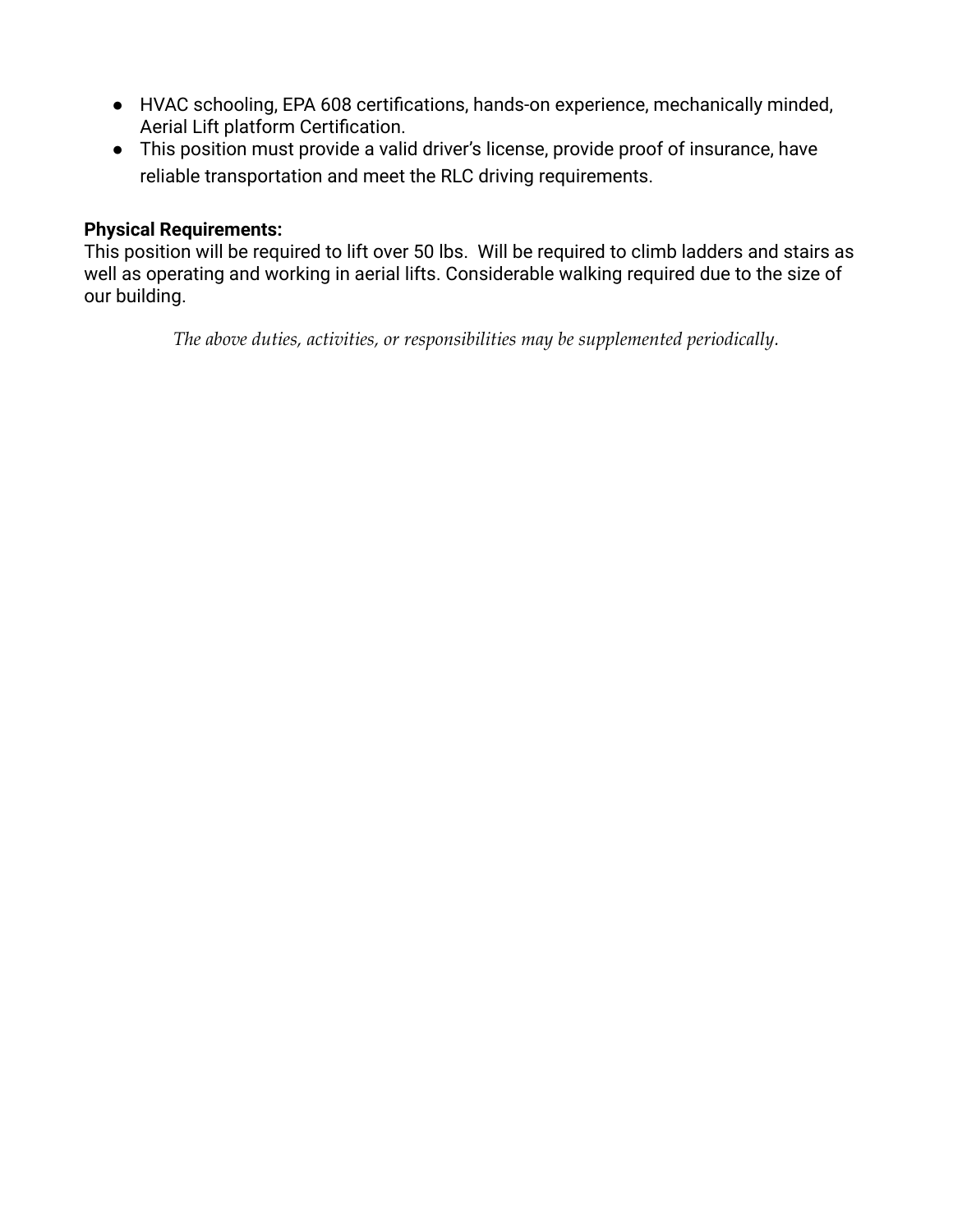- HVAC schooling, EPA 608 certifications, hands-on experience, mechanically minded, Aerial Lift platform Certification.
- This position must provide a valid driver's license, provide proof of insurance, have reliable transportation and meet the RLC driving requirements.

**Physical Requirements:**
This position will be required to lift over 50 lbs. Will be required to climb ladders and stairs as well as operating and working in aerial lifts. Considerable walking required due to the size of our building.

*The above duties, activities, or responsibilities may be supplemented periodically.*